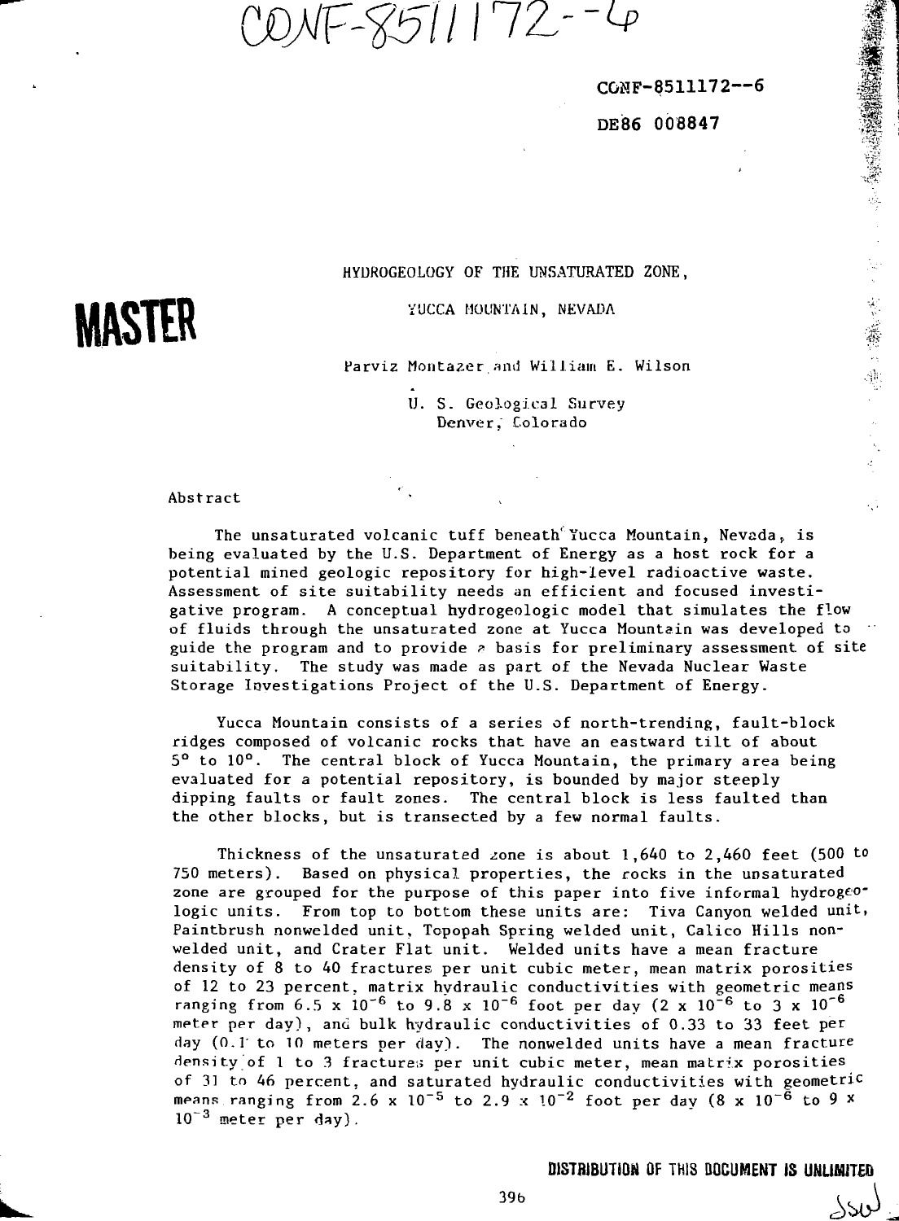CONF-8511172--6

CONF-8511172--6

DE86 008847

**MASTER**

# HYDROGEOLOGY OF THE UNSATURATED ZONE, YUCCA MOUNTAIN, NEVADA

Parviz Montazer and William E. Wilson

U. S. Geological Survey
Denver, Colorado

## Abstract

The unsaturated volcanic tuff beneath Yucca Mountain, Nevada, is being evaluated by the U.S. Department of Energy as a host rock for a potential mined geologic repository for high-level radioactive waste. Assessment of site suitability needs an efficient and focused investigative program. A conceptual hydrogeologic model that simulates the flow of fluids through the unsaturated zone at Yucca Mountain was developed to guide the program and to provide a basis for preliminary assessment of site suitability. The study was made as part of the Nevada Nuclear Waste Storage Investigations Project of the U.S. Department of Energy.

Yucca Mountain consists of a series of north-trending, fault-block ridges composed of volcanic rocks that have an eastward tilt of about 5° to 10°. The central block of Yucca Mountain, the primary area being evaluated for a potential repository, is bounded by major steeply dipping faults or fault zones. The central block is less faulted than the other blocks, but is transected by a few normal faults.

Thickness of the unsaturated zone is about 1,640 to 2,460 feet (500 to 750 meters). Based on physical properties, the rocks in the unsaturated zone are grouped for the purpose of this paper into five informal hydrogeologic units. From top to bottom these units are: Tiva Canyon welded unit, Paintbrush nonwelded unit, Topopah Spring welded unit, Calico Hills nonwelded unit, and Crater Flat unit. Welded units have a mean fracture density of 8 to 40 fractures per unit cubic meter, mean matrix porosities of 12 to 23 percent, matrix hydraulic conductivities with geometric means ranging from $6.5 \times 10^{-6}$ to $9.8 \times 10^{-6}$ foot per day ($2 \times 10^{-6}$ to $3 \times 10^{-6}$ meter per day), and bulk hydraulic conductivities of 0.33 to 33 feet per day (0.1 to 10 meters per day). The nonwelded units have a mean fracture density of 1 to 3 fractures per unit cubic meter, mean matrix porosities of 31 to 46 percent, and saturated hydraulic conductivities with geometric means ranging from $2.6 \times 10^{-5}$ to $2.9 \times 10^{-2}$ foot per day ($8 \times 10^{-6}$ to $9 \times 10^{-3}$ meter per day).

DISTRIBUTION OF THIS DOCUMENT IS UNLIMITED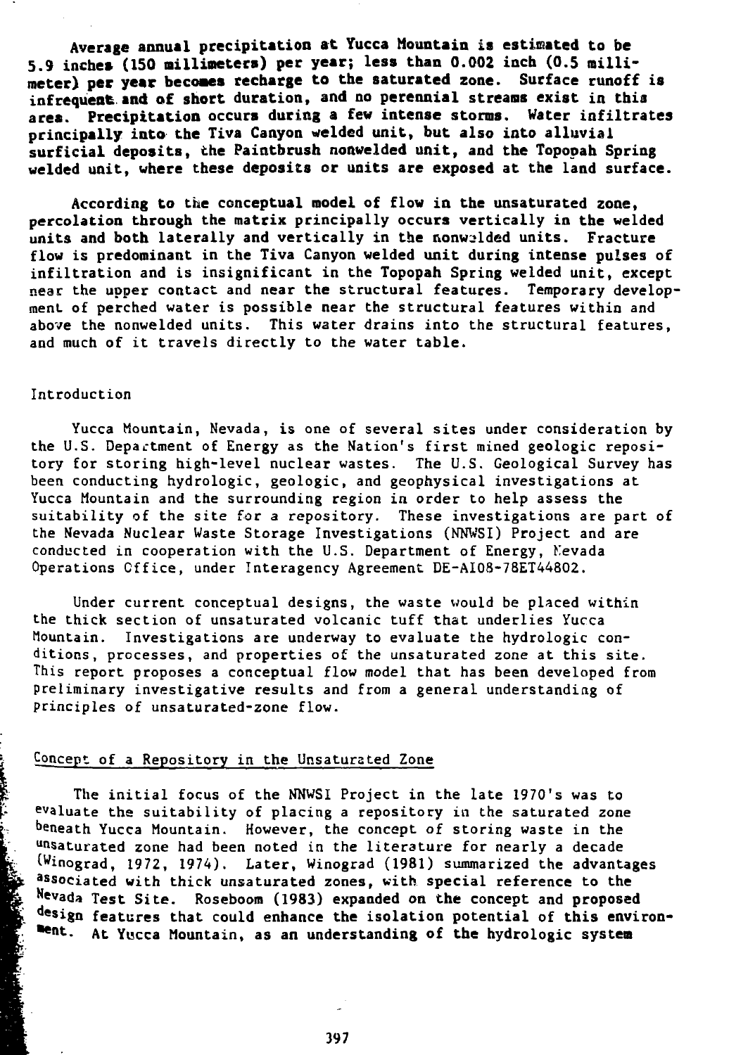Average annual precipitation at Yucca Mountain is estimated to be 5.9 inches (150 millimeters) per year; less than 0.002 inch (0.5 millimeter) per year becomes recharge to the saturated zone. Surface runoff is infrequent and of short duration, and no perennial streams exist in this area. Precipitation occurs during a few intense storms. Water infiltrates principally into the Tiva Canyon welded unit, but also into alluvial surficial deposits, the Paintbrush nonwelded unit, and the Topopah Spring welded unit, where these deposits or units are exposed at the land surface.

According to the conceptual model of flow in the unsaturated zone, percolation through the matrix principally occurs vertically in the welded units and both laterally and vertically in the nonwelded units. Fracture flow is predominant in the Tiva Canyon welded unit during intense pulses of infiltration and is insignificant in the Topopah Spring welded unit, except near the upper contact and near the structural features. Temporary development of perched water is possible near the structural features within and above the nonwelded units. This water drains into the structural features, and much of it travels directly to the water table.

## Introduction

Yucca Mountain, Nevada, is one of several sites under consideration by the U.S. Department of Energy as the Nation's first mined geologic repository for storing high-level nuclear wastes. The U.S. Geological Survey has been conducting hydrologic, geologic, and geophysical investigations at Yucca Mountain and the surrounding region in order to help assess the suitability of the site for a repository. These investigations are part of the Nevada Nuclear Waste Storage Investigations (NNWSI) Project and are conducted in cooperation with the U.S. Department of Energy, Nevada Operations Office, under Interagency Agreement DE-AI08-78ET44802.

Under current conceptual designs, the waste would be placed within the thick section of unsaturated volcanic tuff that underlies Yucca Mountain. Investigations are underway to evaluate the hydrologic conditions, processes, and properties of the unsaturated zone at this site. This report proposes a conceptual flow model that has been developed from preliminary investigative results and from a general understanding of principles of unsaturated-zone flow.

### Concept of a Repository in the Unsaturated Zone

The initial focus of the NNWSI Project in the late 1970's was to evaluate the suitability of placing a repository in the saturated zone beneath Yucca Mountain. However, the concept of storing waste in the unsaturated zone had been noted in the literature for nearly a decade (Winograd, 1972, 1974). Later, Winograd (1981) summarized the advantages associated with thick unsaturated zones, with special reference to the Nevada Test Site. Roseboom (1983) expanded on the concept and proposed design features that could enhance the isolation potential of this environment. At Yucca Mountain, as an understanding of the hydrologic system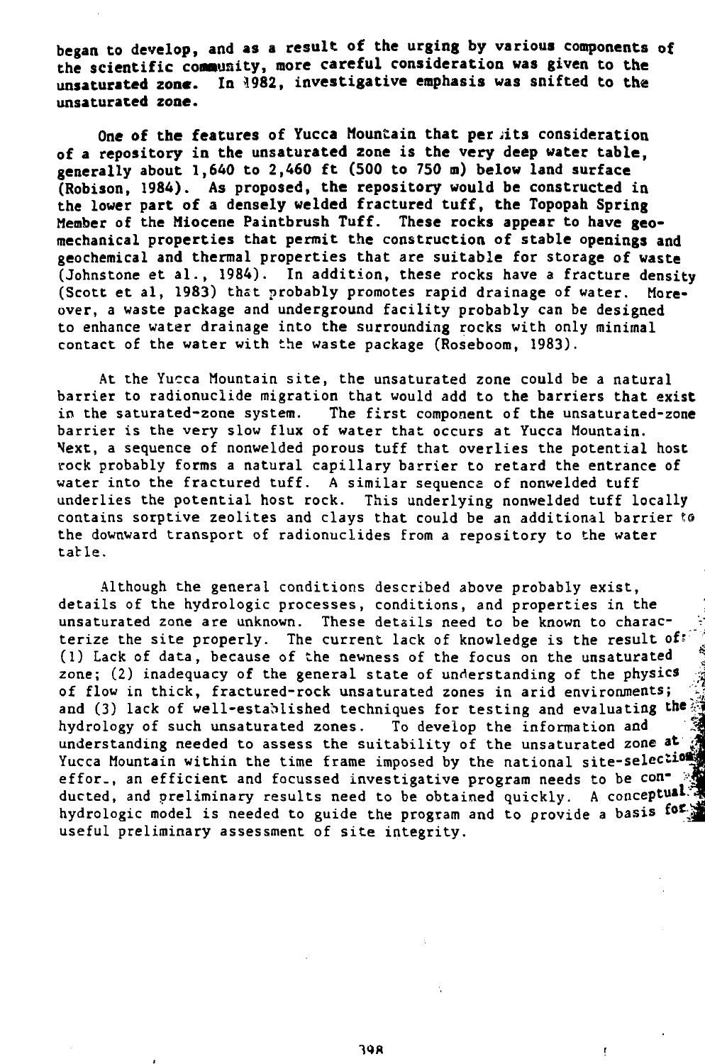began to develop, and as a result of the urging by various components of the scientific community, more careful consideration was given to the unsaturated zone. In 1982, investigative emphasis was snifted to the unsaturated zone.

One of the features of Yucca Mountain that permits consideration of a repository in the unsaturated zone is the very deep water table, generally about 1,640 to 2,460 ft (500 to 750 m) below land surface (Robison, 1984). As proposed, the repository would be constructed in the lower part of a densely welded fractured tuff, the Topopah Spring Member of the Miocene Paintbrush Tuff. These rocks appear to have geomechanical properties that permit the construction of stable openings and geochemical and thermal properties that are suitable for storage of waste (Johnstone et al., 1984). In addition, these rocks have a fracture density (Scott et al, 1983) that probably promotes rapid drainage of water. Moreover, a waste package and underground facility probably can be designed to enhance water drainage into the surrounding rocks with only minimal contact of the water with the waste package (Roseboom, 1983).

At the Yucca Mountain site, the unsaturated zone could be a natural barrier to radionuclide migration that would add to the barriers that exist in the saturated-zone system. The first component of the unsaturated-zone barrier is the very slow flux of water that occurs at Yucca Mountain. Next, a sequence of nonwelded porous tuff that overlies the potential host rock probably forms a natural capillary barrier to retard the entrance of water into the fractured tuff. A similar sequence of nonwelded tuff underlies the potential host rock. This underlying nonwelded tuff locally contains sorptive zeolites and clays that could be an additional barrier to the downward transport of radionuclides from a repository to the water table.

Although the general conditions described above probably exist, details of the hydrologic processes, conditions, and properties in the unsaturated zone are unknown. These details need to be known to characterize the site properly. The current lack of knowledge is the result of: (1) Lack of data, because of the newness of the focus on the unsaturated zone; (2) inadequacy of the general state of understanding of the physics of flow in thick, fractured-rock unsaturated zones in arid environments; and (3) lack of well-established techniques for testing and evaluating the hydrology of such unsaturated zones. To develop the information and understanding needed to assess the suitability of the unsaturated zone at Yucca Mountain within the time frame imposed by the national site-selection effort, an efficient and focussed investigative program needs to be conducted, and preliminary results need to be obtained quickly. A conceptual hydrologic model is needed to guide the program and to provide a basis for useful preliminary assessment of site integrity.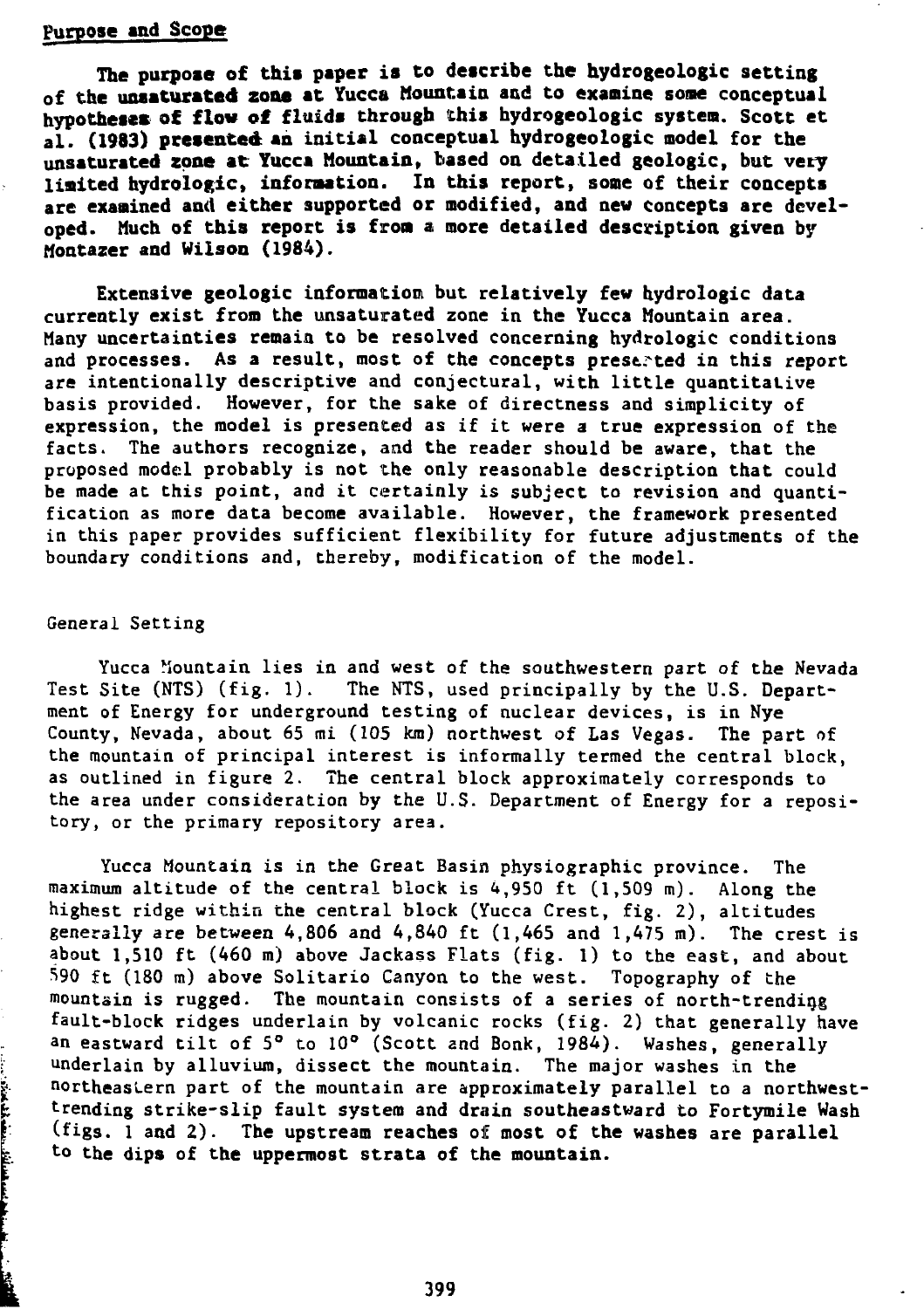## Purpose and Scope

The purpose of this paper is to describe the hydrogeologic setting of the unsaturated zone at Yucca Mountain and to examine some conceptual hypotheses of flow of fluids through this hydrogeologic system. Scott et al. (1983) presented an initial conceptual hydrogeologic model for the unsaturated zone at Yucca Mountain, based on detailed geologic, but very limited hydrologic, information. In this report, some of their concepts are examined and either supported or modified, and new concepts are developed. Much of this report is from a more detailed description given by Montazer and Wilson (1984).

Extensive geologic information but relatively few hydrologic data currently exist from the unsaturated zone in the Yucca Mountain area. Many uncertainties remain to be resolved concerning hydrologic conditions and processes. As a result, most of the concepts presented in this report are intentionally descriptive and conjectural, with little quantitative basis provided. However, for the sake of directness and simplicity of expression, the model is presented as if it were a true expression of the facts. The authors recognize, and the reader should be aware, that the proposed model probably is not the only reasonable description that could be made at this point, and it certainly is subject to revision and quantification as more data become available. However, the framework presented in this paper provides sufficient flexibility for future adjustments of the boundary conditions and, thereby, modification of the model.

## General Setting

Yucca Mountain lies in and west of the southwestern part of the Nevada Test Site (NTS) (fig. 1). The NTS, used principally by the U.S. Department of Energy for underground testing of nuclear devices, is in Nye County, Nevada, about 65 mi (105 km) northwest of Las Vegas. The part of the mountain of principal interest is informally termed the central block, as outlined in figure 2. The central block approximately corresponds to the area under consideration by the U.S. Department of Energy for a repository, or the primary repository area.

Yucca Mountain is in the Great Basin physiographic province. The maximum altitude of the central block is 4,950 ft (1,509 m). Along the highest ridge within the central block (Yucca Crest, fig. 2), altitudes generally are between 4,806 and 4,840 ft (1,465 and 1,475 m). The crest is about 1,510 ft (460 m) above Jackass Flats (fig. 1) to the east, and about 590 ft (180 m) above Solitario Canyon to the west. Topography of the mountain is rugged. The mountain consists of a series of north-trending fault-block ridges underlain by volcanic rocks (fig. 2) that generally have an eastward tilt of 5° to 10° (Scott and Bonk, 1984). Washes, generally underlain by alluvium, dissect the mountain. The major washes in the northeastern part of the mountain are approximately parallel to a northwest-trending strike-slip fault system and drain southeastward to Fortymile Wash (figs. 1 and 2). The upstream reaches of most of the washes are parallel to the dips of the uppermost strata of the mountain.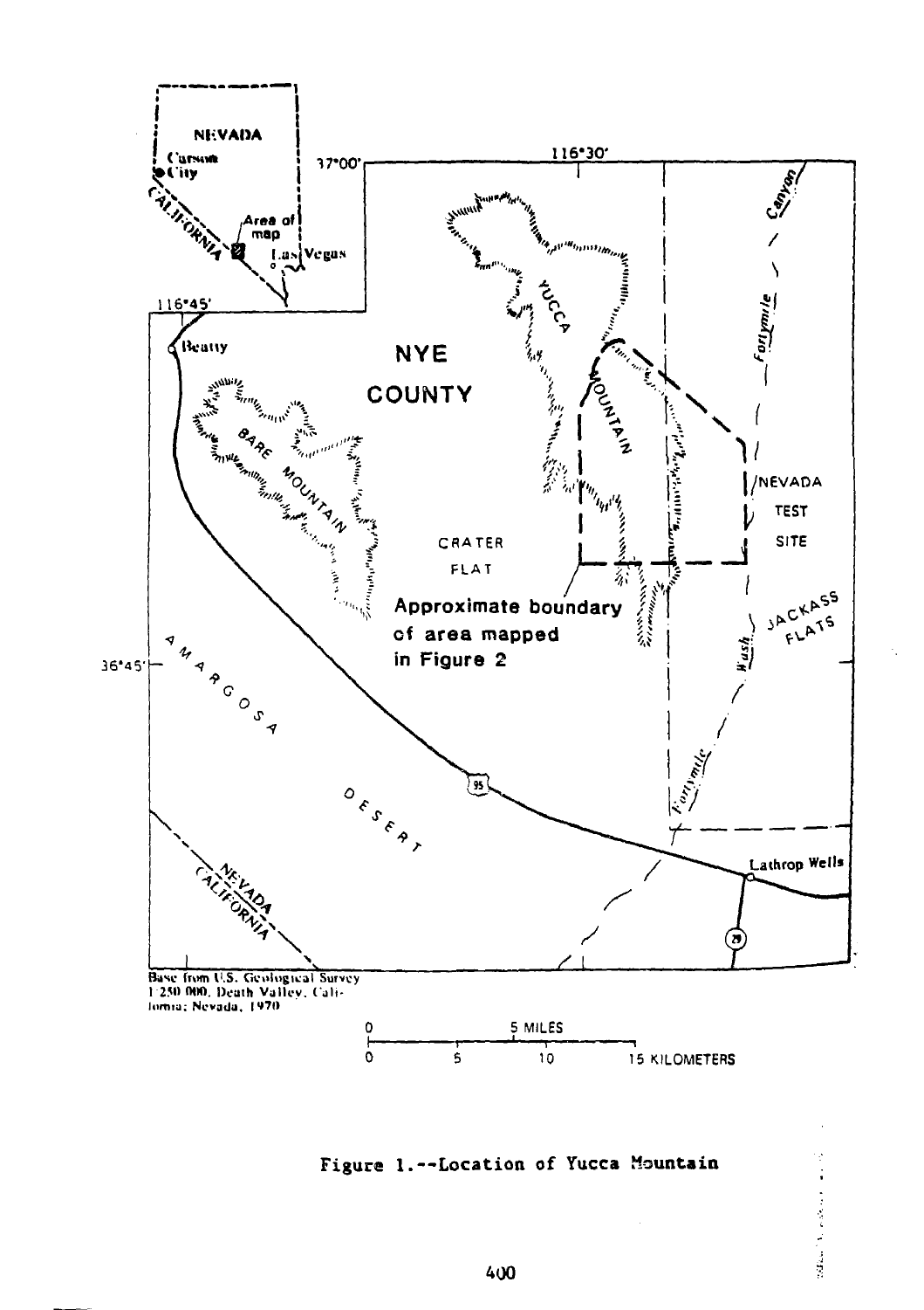Figure 1.--Location of Yucca Mountain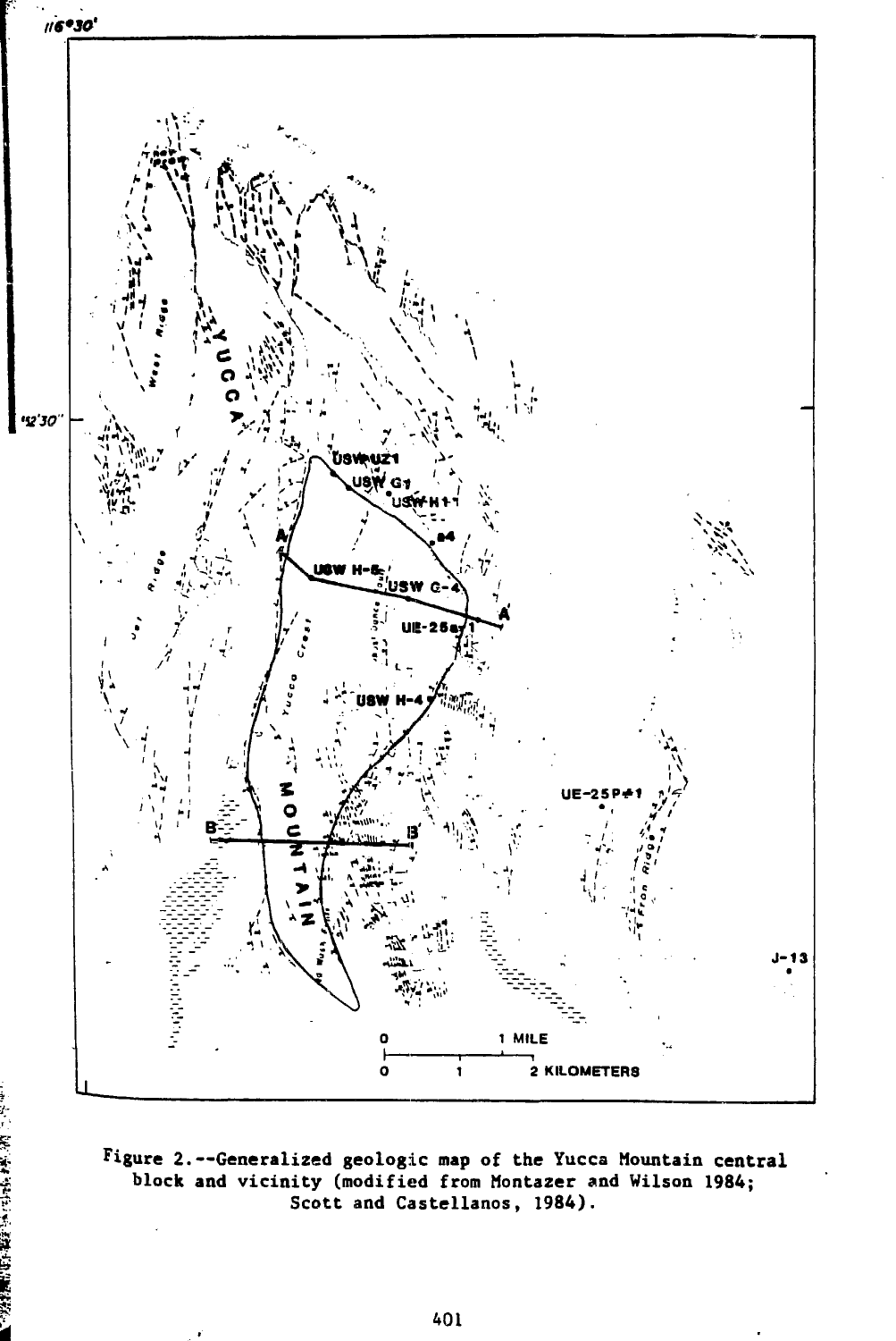Figure 2.--Generalized geologic map of the Yucca Mountain central block and vicinity (modified from Montazer and Wilson 1984; Scott and Castellanos, 1984).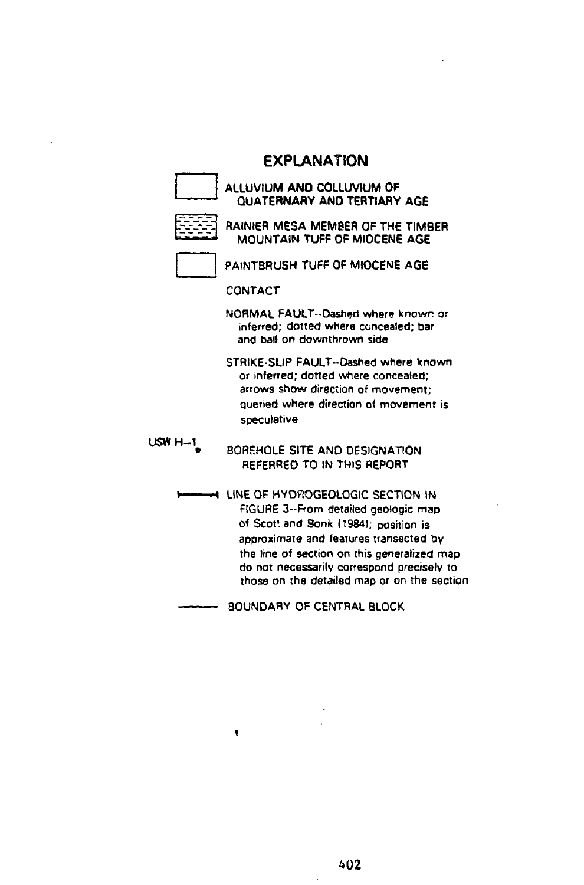## EXPLANATION

ALLUVIUM AND COLLUVIUM OF QUATERNARY AND TERTIARY AGE

RAINIER MESA MEMBER OF THE TIMBER MOUNTAIN TUFF OF MIOCENE AGE

PAINTBRUSH TUFF OF MIOCENE AGE

CONTACT

NORMAL FAULT--Dashed where known or inferred; dotted where concealed; bar and ball on downthrown side

STRIKE-SLIP FAULT--Dashed where known or inferred; dotted where concealed; arrows show direction of movement; queried where direction of movement is speculative

USW H-1 — BOREHOLE SITE AND DESIGNATION REFERRED TO IN THIS REPORT

LINE OF HYDROGEOLOGIC SECTION IN FIGURE 3--From detailed geologic map of Scott and Bonk (1984); position is approximate and features transected by the line of section on this generalized map do not necessarily correspond precisely to those on the detailed map or on the section

BOUNDARY OF CENTRAL BLOCK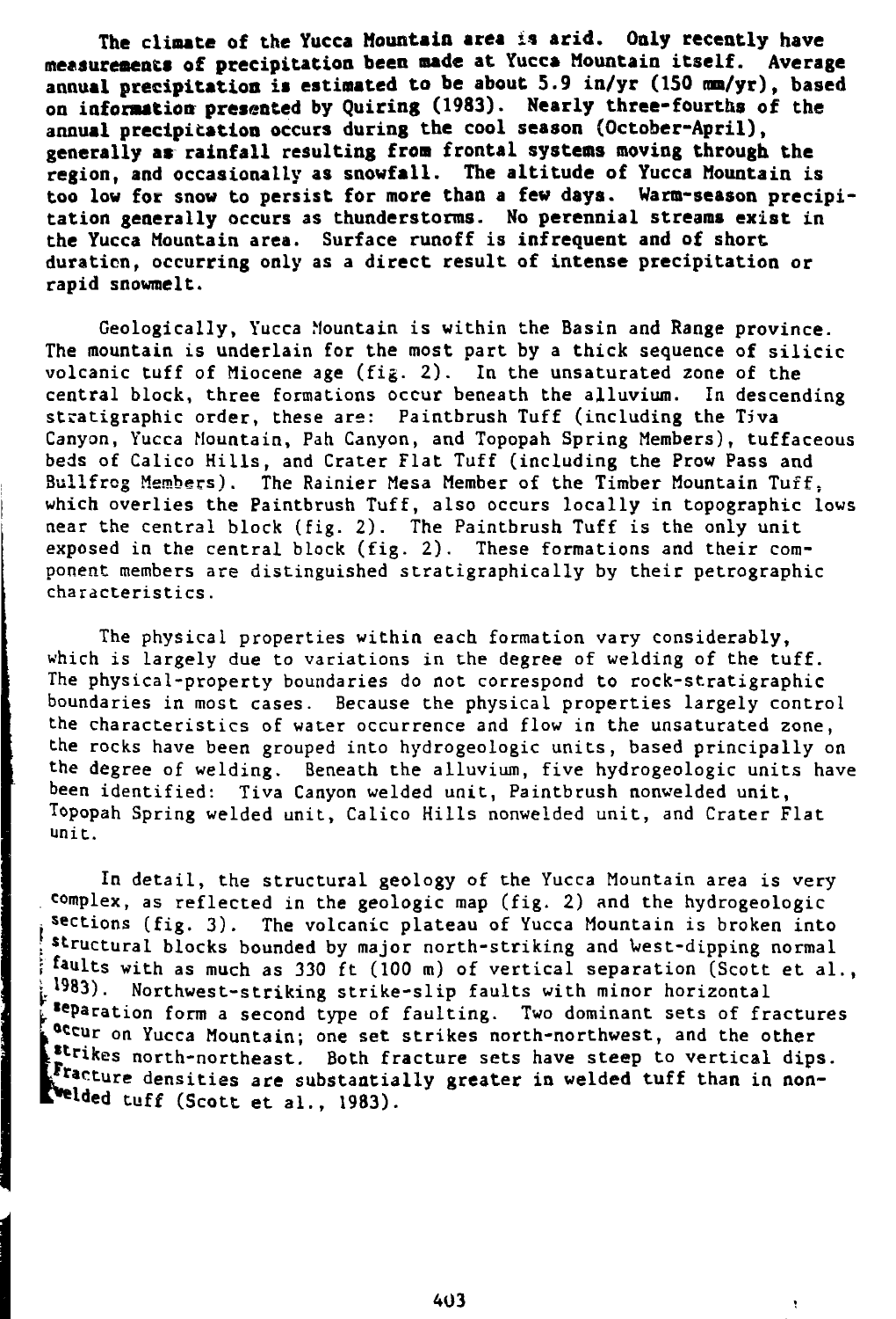The climate of the Yucca Mountain area is arid. Only recently have measurements of precipitation been made at Yucca Mountain itself. Average annual precipitation is estimated to be about 5.9 in/yr (150 mm/yr), based on information presented by Quiring (1983). Nearly three-fourths of the annual precipitation occurs during the cool season (October-April), generally as rainfall resulting from frontal systems moving through the region, and occasionally as snowfall. The altitude of Yucca Mountain is too low for snow to persist for more than a few days. Warm-season precipitation generally occurs as thunderstorms. No perennial streams exist in the Yucca Mountain area. Surface runoff is infrequent and of short duration, occurring only as a direct result of intense precipitation or rapid snowmelt.

Geologically, Yucca Mountain is within the Basin and Range province. The mountain is underlain for the most part by a thick sequence of silicic volcanic tuff of Miocene age (fig. 2). In the unsaturated zone of the central block, three formations occur beneath the alluvium. In descending stratigraphic order, these are: Paintbrush Tuff (including the Tiva Canyon, Yucca Mountain, Pah Canyon, and Topopah Spring Members), tuffaceous beds of Calico Hills, and Crater Flat Tuff (including the Prow Pass and Bullfrog Members). The Rainier Mesa Member of the Timber Mountain Tuff, which overlies the Paintbrush Tuff, also occurs locally in topographic lows near the central block (fig. 2). The Paintbrush Tuff is the only unit exposed in the central block (fig. 2). These formations and their component members are distinguished stratigraphically by their petrographic characteristics.

The physical properties within each formation vary considerably, which is largely due to variations in the degree of welding of the tuff. The physical-property boundaries do not correspond to rock-stratigraphic boundaries in most cases. Because the physical properties largely control the characteristics of water occurrence and flow in the unsaturated zone, the rocks have been grouped into hydrogeologic units, based principally on the degree of welding. Beneath the alluvium, five hydrogeologic units have been identified: Tiva Canyon welded unit, Paintbrush nonwelded unit, Topopah Spring welded unit, Calico Hills nonwelded unit, and Crater Flat unit.

In detail, the structural geology of the Yucca Mountain area is very complex, as reflected in the geologic map (fig. 2) and the hydrogeologic sections (fig. 3). The volcanic plateau of Yucca Mountain is broken into structural blocks bounded by major north-striking and west-dipping normal faults with as much as 330 ft (100 m) of vertical separation (Scott et al., 1983). Northwest-striking strike-slip faults with minor horizontal separation form a second type of faulting. Two dominant sets of fractures occur on Yucca Mountain; one set strikes north-northwest, and the other strikes north-northeast. Both fracture sets have steep to vertical dips. Fracture densities are substantially greater in welded tuff than in nonwelded tuff (Scott et al., 1983).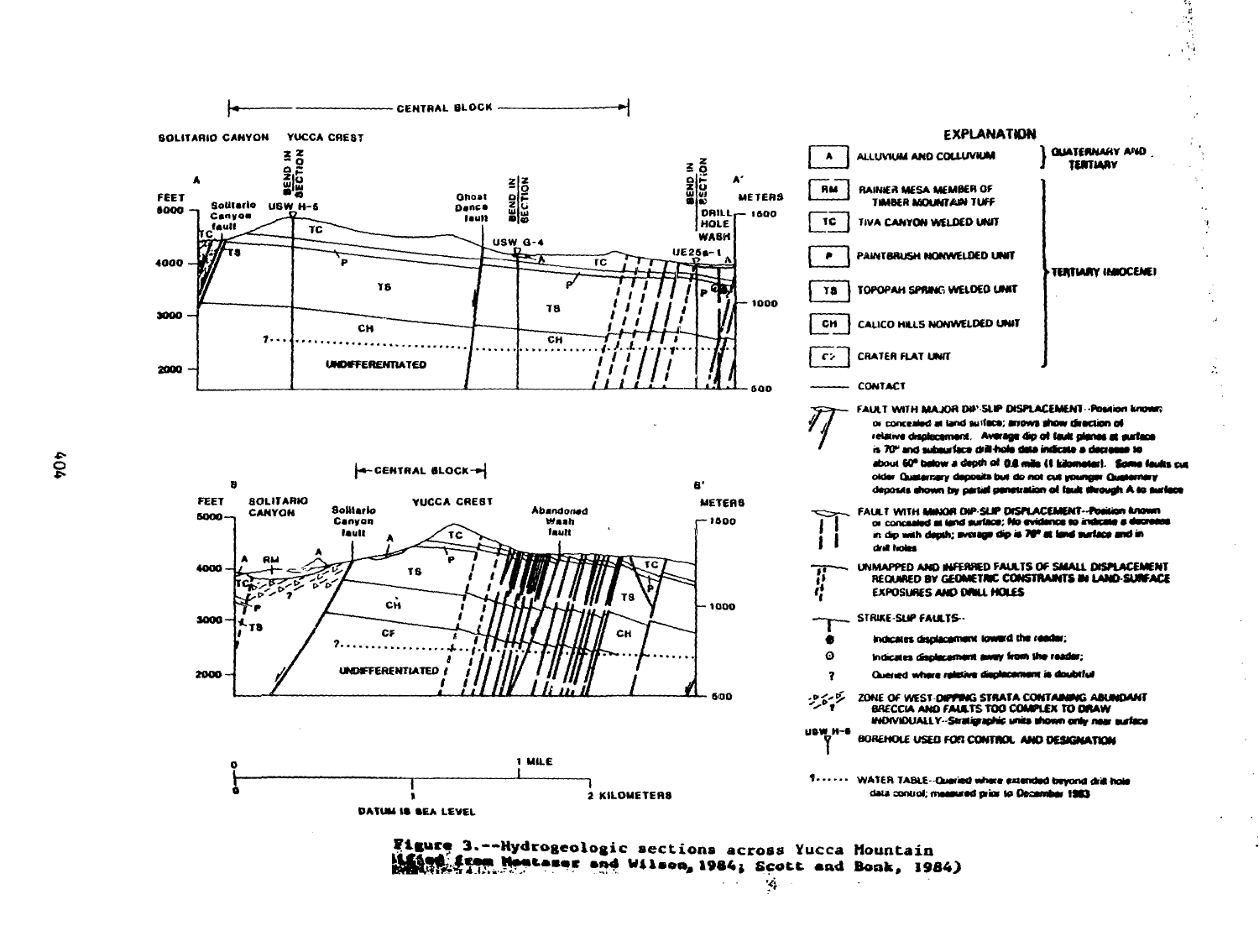**Figure 3.**--Hydrogeologic sections across Yucca Mountain (modified from Montazer and Wilson, 1984; Scott and Bonk, 1984)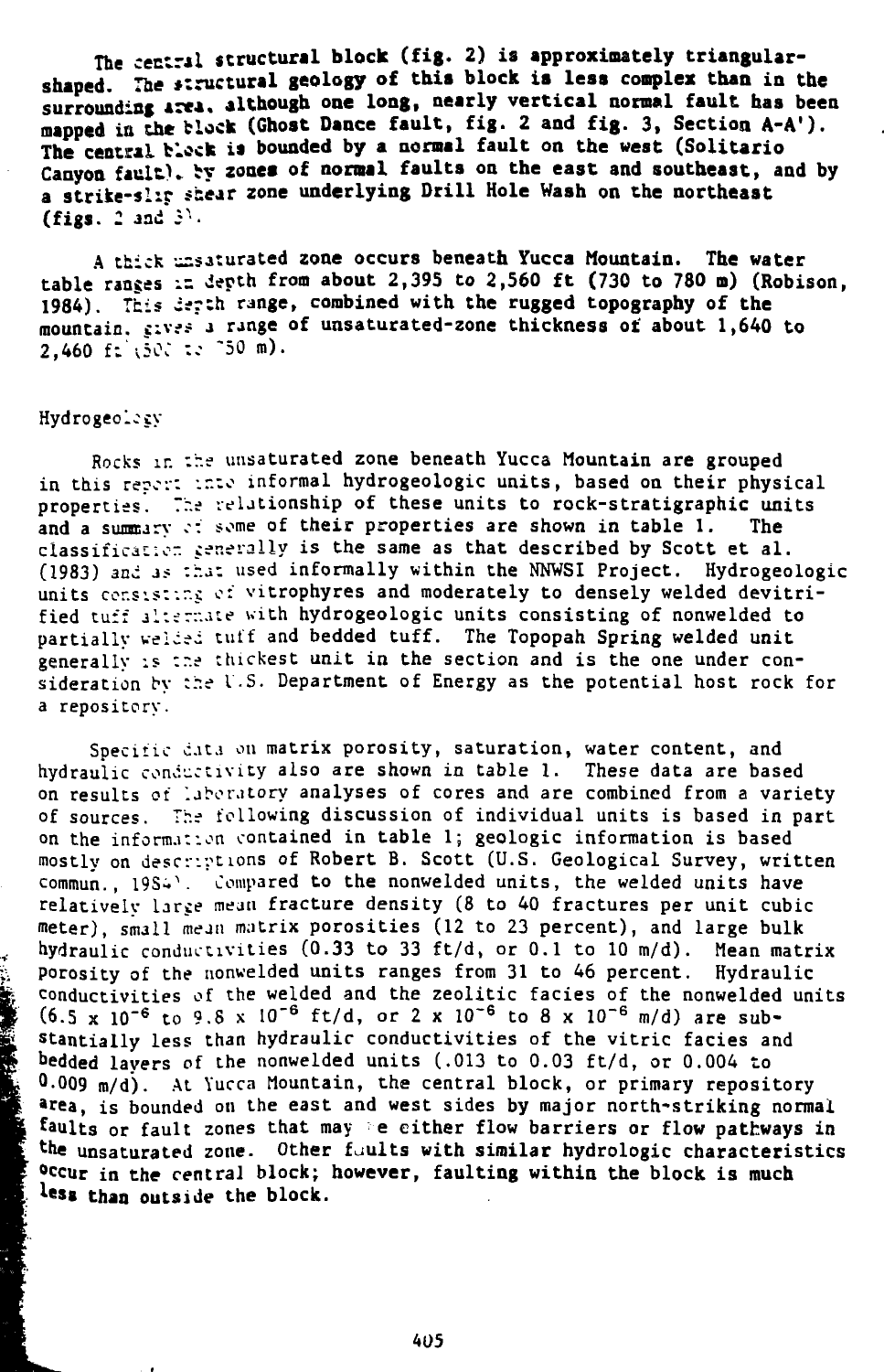The central structural block (fig. 2) is approximately triangular-shaped. The structural geology of this block is less complex than in the surrounding area, although one long, nearly vertical normal fault has been mapped in the block (Ghost Dance fault, fig. 2 and fig. 3, Section A-A'). The central block is bounded by a normal fault on the west (Solitario Canyon fault), by zones of normal faults on the east and southeast, and by a strike-slip shear zone underlying Drill Hole Wash on the northeast (figs. 2 and 3).

A thick unsaturated zone occurs beneath Yucca Mountain. The water table ranges in depth from about 2,395 to 2,560 ft (730 to 780 m) (Robison, 1984). This depth range, combined with the rugged topography of the mountain, gives a range of unsaturated-zone thickness of about 1,640 to 2,460 ft (500 to 750 m).

## Hydrogeology

Rocks in the unsaturated zone beneath Yucca Mountain are grouped in this report into informal hydrogeologic units, based on their physical properties. The relationship of these units to rock-stratigraphic units and a summary of some of their properties are shown in table 1. The classification generally is the same as that described by Scott et al. (1983) and as that used informally within the NNWSI Project. Hydrogeologic units consisting of vitrophyres and moderately to densely welded devitrified tuff alternate with hydrogeologic units consisting of nonwelded to partially welded tuff and bedded tuff. The Topopah Spring welded unit generally is the thickest unit in the section and is the one under consideration by the U.S. Department of Energy as the potential host rock for a repository.

Specific data on matrix porosity, saturation, water content, and hydraulic conductivity also are shown in table 1. These data are based on results of laboratory analyses of cores and are combined from a variety of sources. The following discussion of individual units is based in part on the information contained in table 1; geologic information is based mostly on descriptions of Robert B. Scott (U.S. Geological Survey, written commun., 1984). Compared to the nonwelded units, the welded units have relatively large mean fracture density (8 to 40 fractures per unit cubic meter), small mean matrix porosities (12 to 23 percent), and large bulk hydraulic conductivities (0.33 to 33 ft/d, or 0.1 to 10 m/d). Mean matrix porosity of the nonwelded units ranges from 31 to 46 percent. Hydraulic conductivities of the welded and the zeolitic facies of the nonwelded units ($6.5 \times 10^{-6}$ to $9.8 \times 10^{-6}$ ft/d, or $2 \times 10^{-6}$ to $8 \times 10^{-6}$ m/d) are substantially less than hydraulic conductivities of the vitric facies and bedded layers of the nonwelded units (.013 to 0.03 ft/d, or 0.004 to 0.009 m/d). At Yucca Mountain, the central block, or primary repository area, is bounded on the east and west sides by major north-striking normal faults or fault zones that may be either flow barriers or flow pathways in the unsaturated zone. Other faults with similar hydrologic characteristics occur in the central block; however, faulting within the block is much less than outside the block.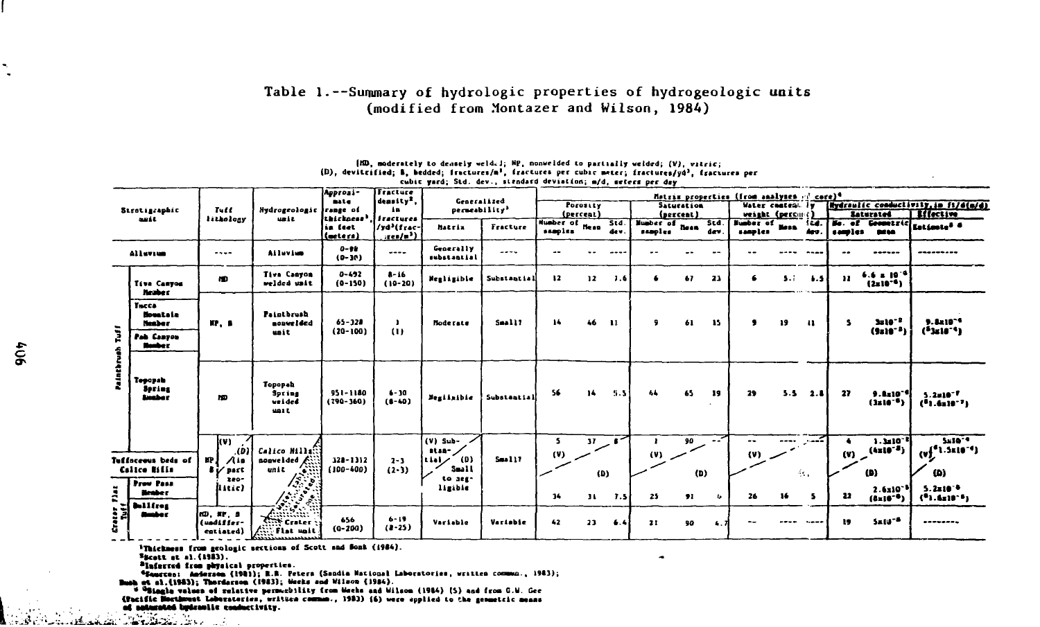# Table 1.--Summary of hydrologic properties of hydrogeologic units (modified from Montazer and Wilson, 1984)

[MD, moderately to densely welded; NP, nonwelded to partially welded; (V), vitric; (D), devitrified; B, bedded; fractures/m³, fractures per cubic meter; fractures/yd³, fractures per cubic yard; Std. dev., standard deviation; m/d, meters per day]

| Stratigraphic unit | | Tuff lithology | Hydrogeologic unit | Approximate range of thickness[1], in feet (meters) | Fracture density[2], in fractures/yd³ (fractures/m³) | Generalized permeability[3] | | Matrix properties (from analyses of core)[4] | | | | | | | | | | |
|---|---|---|---|---|---|---|---|---|---|---|---|---|---|---|---|---|---|---|
| | | | | | | | | Porosity (percent) | | | Saturation (percent) | | | Water content by weight (percent) | | | Hydraulic conductivity, in ft/d (m/d) | |
| | | | | | | | | | | | | | | | | | Saturated | | Effective |
| | | | | | | Matrix | Fracture | Number of samples | Mean | Std. dev. | Number of samples | Mean | Std. dev. | Number of samples | Mean | Std. dev. | No. of samples | Geometric mean | Estimate[5] [6] |
| Alluvium | | ---- | Alluvium | 0-98 (0-30) | ---- | Generally substantial | ---- | -- | -- | ---- | -- | -- | -- | -- | ---- | ---- | -- | ------ | --------- |
| Paintbrush Tuff | Tiva Canyon Member | MD | Tiva Canyon welded unit | 0-492 (0-150) | 8-16 (10-20) | Negligible | Substantial | 12 | 12 | 7.6 | 6 | 67 | 23 | 6 | 5.? | 6.5 | 11 | $6.6 \times 10^{-6}$ $(2 \times 10^{-6})$ | |
| | Yucca Mountain Member; Pah Canyon Member | NP, B | Paintbrush nonwelded unit | 65-328 (20-100) | 1 (1) | Moderate | Small? | 14 | 46 | 11 | 9 | 61 | 15 | 9 | 19 | 11 | 5 | $3 \times 10^{-2}$ $(9 \times 10^{-3})$ | $9.8 \times 10^{-4}$ $(^{5}3 \times 10^{-4})$ |
| | Topopah Spring Member | MD | Topopah Spring welded unit | 951-1180 (290-360) | 6-30 (8-40) | Negligible | Substantial | 56 | 14 | 5.5 | 44 | 65 | 19 | 29 | 5.5 | 2.8 | 27 | $9.8 \times 10^{-6}$ $(3 \times 10^{-6})$ | $5.2 \times 10^{-7}$ $(^{5}1.6 \times 10^{-7})$ |
| Tuffaceous beds of Calico Hills | | NP, B (V) / (D) (in part zeolitic) | Calico Hills nonwelded unit (water table, saturated) | 328-1312 (100-400) | 2-3 (2-3) | (V) Substantial / (D) Small to negligible | Small? | (V) 5 | 37 | 8 | (V) 1 | 90 | -- | (V) -- | ---- | ---- | (V) 4 | $1.3 \times 10^{-2}$ $(4 \times 10^{-3})$ | (V) $5 \times 10^{-4}$ $(^{6}1.5 \times 10^{-4})$ |
| Crater Flat Tuff | Prow Pass Member | | | | | | | (D) 34 | 31 | 7.5 | (D) 25 | 91 | 6 | (D) 26 | 16 | 5 | (D) 22 | $2.6 \times 10^{-5}$ $(8 \times 10^{-6})$ | (D) $5.2 \times 10^{-6}$ $(^{6}1.6 \times 10^{-6})$ |
| | Bullfrog Member | MD, NP, B (undifferentiated) | Crater Flat unit | 656 (0-200) | 6-19 (8-25) | Variable | Variable | 42 | 23 | 6.4 | 21 | 90 | 4.7 | -- | ---- | ---- | 19 | $5 \times 10^{-5}$ | -------- |

[1]Thickness from geologic sections of Scott and Bonk (1984).
[2]Scott et al. (1983).
[3]Inferred from physical properties.
[4]Sources: Anderson (1981); R.R. Peters (Sandia National Laboratories, written commun., 1983); Bush et al. (1983); Thordarson (1983); Weeks and Wilson (1984).
[5] [6]Single values of relative permeability from Weeks and Wilson (1984) (5) and from G.W. Gee (Pacific Northwest Laboratories, written commun., 1983) (6) were applied to the geometric means of saturated hydraulic conductivity.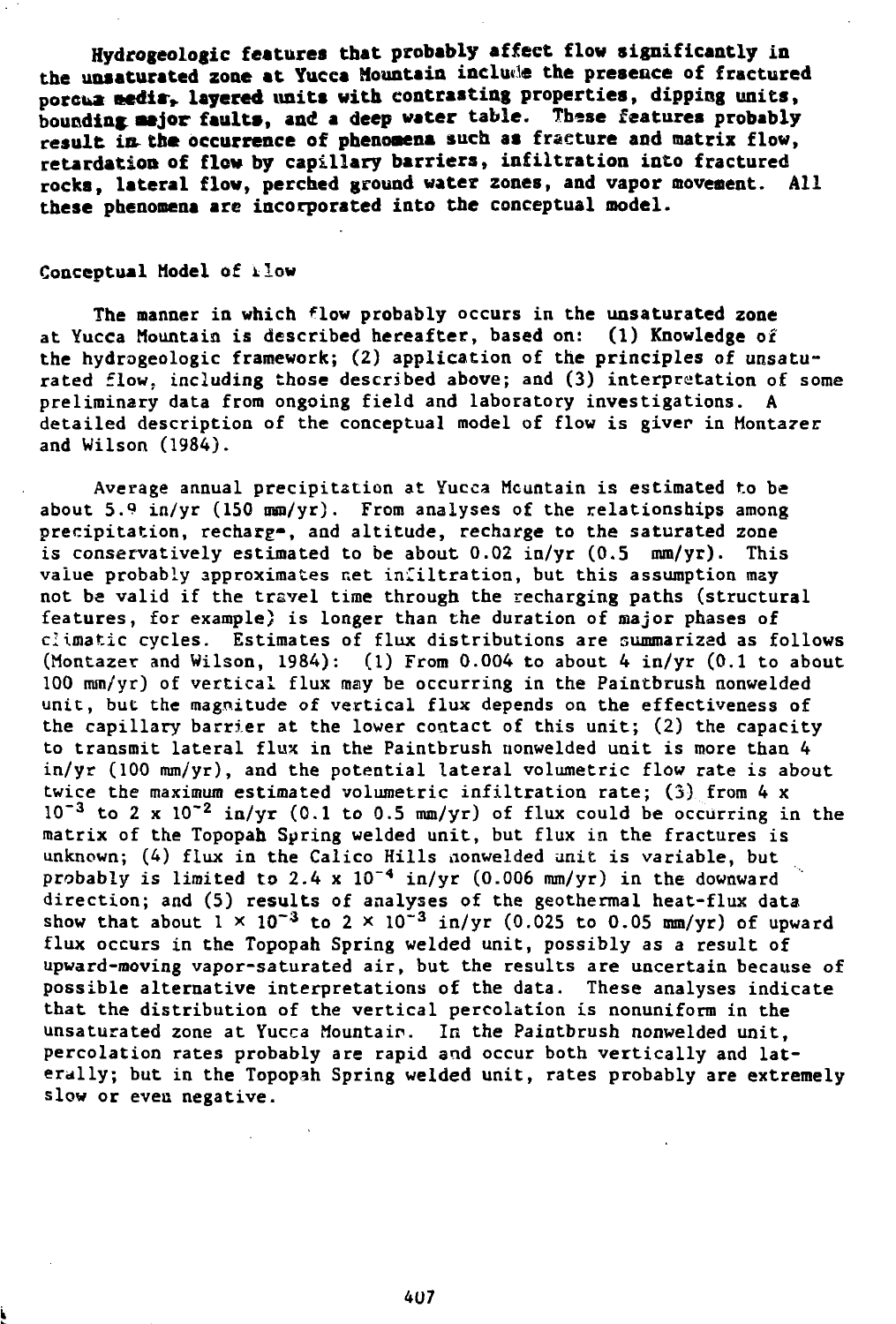Hydrogeologic features that probably affect flow significantly in the unsaturated zone at Yucca Mountain include the presence of fractured porous media, layered units with contrasting properties, dipping units, bounding major faults, and a deep water table. These features probably result in the occurrence of phenomena such as fracture and matrix flow, retardation of flow by capillary barriers, infiltration into fractured rocks, lateral flow, perched ground water zones, and vapor movement. All these phenomena are incorporated into the conceptual model.

## Conceptual Model of Flow

The manner in which flow probably occurs in the unsaturated zone at Yucca Mountain is described hereafter, based on: (1) Knowledge of the hydrogeologic framework; (2) application of the principles of unsaturated flow, including those described above; and (3) interpretation of some preliminary data from ongoing field and laboratory investigations. A detailed description of the conceptual model of flow is given in Montazer and Wilson (1984).

Average annual precipitation at Yucca Mountain is estimated to be about 5.9 in/yr (150 mm/yr). From analyses of the relationships among precipitation, recharge, and altitude, recharge to the saturated zone is conservatively estimated to be about 0.02 in/yr (0.5 mm/yr). This value probably approximates net infiltration, but this assumption may not be valid if the travel time through the recharging paths (structural features, for example) is longer than the duration of major phases of climatic cycles. Estimates of flux distributions are summarized as follows (Montazer and Wilson, 1984): (1) From 0.004 to about 4 in/yr (0.1 to about 100 mm/yr) of vertical flux may be occurring in the Paintbrush nonwelded unit, but the magnitude of vertical flux depends on the effectiveness of the capillary barrier at the lower contact of this unit; (2) the capacity to transmit lateral flux in the Paintbrush nonwelded unit is more than 4 in/yr (100 mm/yr), and the potential lateral volumetric flow rate is about twice the maximum estimated volumetric infiltration rate; (3) from $4 \times 10^{-3}$ to $2 \times 10^{-2}$ in/yr (0.1 to 0.5 mm/yr) of flux could be occurring in the matrix of the Topopah Spring welded unit, but flux in the fractures is unknown; (4) flux in the Calico Hills nonwelded unit is variable, but probably is limited to $2.4 \times 10^{-4}$ in/yr (0.006 mm/yr) in the downward direction; and (5) results of analyses of the geothermal heat-flux data show that about $1 \times 10^{-3}$ to $2 \times 10^{-3}$ in/yr (0.025 to 0.05 mm/yr) of upward flux occurs in the Topopah Spring welded unit, possibly as a result of upward-moving vapor-saturated air, but the results are uncertain because of possible alternative interpretations of the data. These analyses indicate that the distribution of the vertical percolation is nonuniform in the unsaturated zone at Yucca Mountain. In the Paintbrush nonwelded unit, percolation rates probably are rapid and occur both vertically and laterally; but in the Topopah Spring welded unit, rates probably are extremely slow or even negative.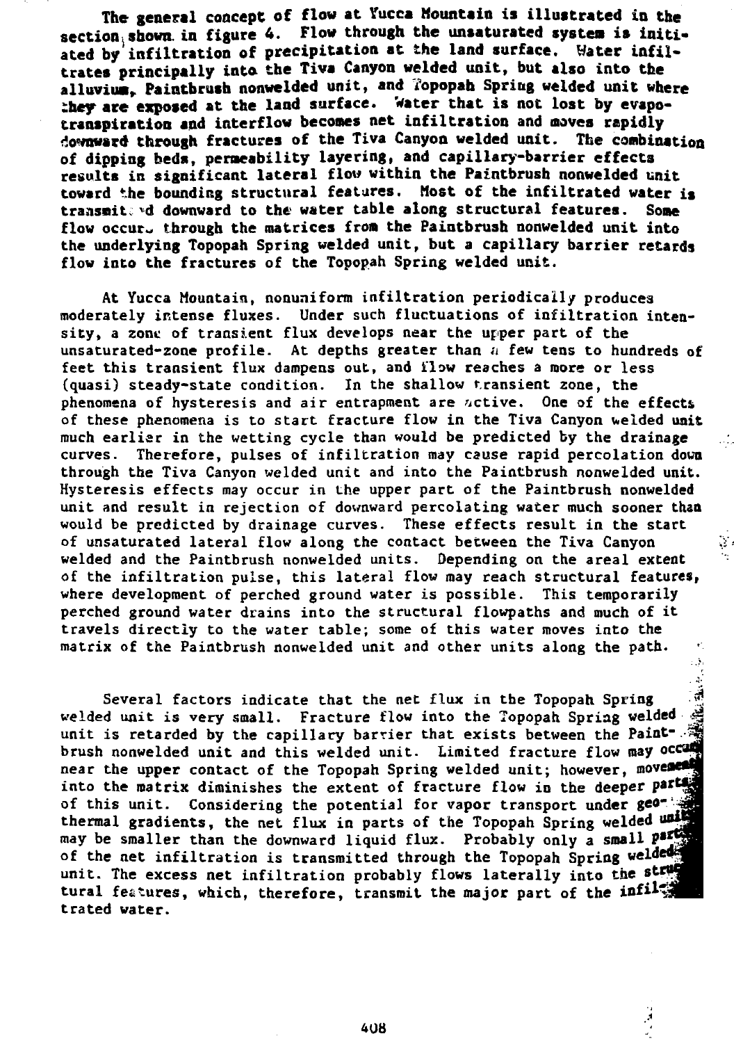The general concept of flow at Yucca Mountain is illustrated in the section shown in figure 4. Flow through the unsaturated system is initiated by infiltration of precipitation at the land surface. Water infiltrates principally into the Tiva Canyon welded unit, but also into the alluvium, Paintbrush nonwelded unit, and Topopah Spring welded unit where they are exposed at the land surface. Water that is not lost by evapotranspiration and interflow becomes net infiltration and moves rapidly downward through fractures of the Tiva Canyon welded unit. The combination of dipping beds, permeability layering, and capillary-barrier effects results in significant lateral flow within the Paintbrush nonwelded unit toward the bounding structural features. Most of the infiltrated water is transmitted downward to the water table along structural features. Some flow occurs through the matrices from the Paintbrush nonwelded unit into the underlying Topopah Spring welded unit, but a capillary barrier retards flow into the fractures of the Topopah Spring welded unit.

At Yucca Mountain, nonuniform infiltration periodically produces moderately intense fluxes. Under such fluctuations of infiltration intensity, a zone of transient flux develops near the upper part of the unsaturated-zone profile. At depths greater than a few tens to hundreds of feet this transient flux dampens out, and flow reaches a more or less (quasi) steady-state condition. In the shallow transient zone, the phenomena of hysteresis and air entrapment are active. One of the effects of these phenomena is to start fracture flow in the Tiva Canyon welded unit much earlier in the wetting cycle than would be predicted by the drainage curves. Therefore, pulses of infiltration may cause rapid percolation down through the Tiva Canyon welded unit and into the Paintbrush nonwelded unit. Hysteresis effects may occur in the upper part of the Paintbrush nonwelded unit and result in rejection of downward percolating water much sooner than would be predicted by drainage curves. These effects result in the start of unsaturated lateral flow along the contact between the Tiva Canyon welded and the Paintbrush nonwelded units. Depending on the areal extent of the infiltration pulse, this lateral flow may reach structural features, where development of perched ground water is possible. This temporarily perched ground water drains into the structural flowpaths and much of it travels directly to the water table; some of this water moves into the matrix of the Paintbrush nonwelded unit and other units along the path.

Several factors indicate that the net flux in the Topopah Spring welded unit is very small. Fracture flow into the Topopah Spring welded unit is retarded by the capillary barrier that exists between the Paintbrush nonwelded unit and this welded unit. Limited fracture flow may occur near the upper contact of the Topopah Spring welded unit; however, movement into the matrix diminishes the extent of fracture flow in the deeper parts of this unit. Considering the potential for vapor transport under geothermal gradients, the net flux in parts of the Topopah Spring welded unit may be smaller than the downward liquid flux. Probably only a small part of the net infiltration is transmitted through the Topopah Spring welded unit. The excess net infiltration probably flows laterally into the structural features, which, therefore, transmit the major part of the infiltrated water.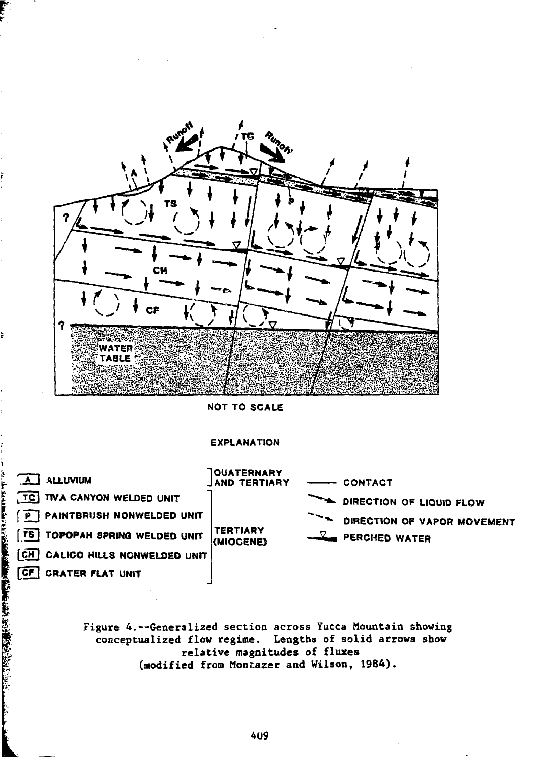NOT TO SCALE

EXPLANATION

| | | | |
|---|---|---|---|
| A | ALLUVIUM | QUATERNARY AND TERTIARY | —— CONTACT |
| TC | TIVA CANYON WELDED UNIT | TERTIARY (MIOCENE) | DIRECTION OF LIQUID FLOW |
| P | PAINTBRUSH NONWELDED UNIT | | DIRECTION OF VAPOR MOVEMENT |
| TS | TOPOPAH SPRING WELDED UNIT | | PERCHED WATER |
| CH | CALICO HILLS NONWELDED UNIT | | |
| CF | CRATER FLAT UNIT | | |

Figure 4.--Generalized section across Yucca Mountain showing conceptualized flow regime. Lengths of solid arrows show relative magnitudes of fluxes (modified from Montazer and Wilson, 1984).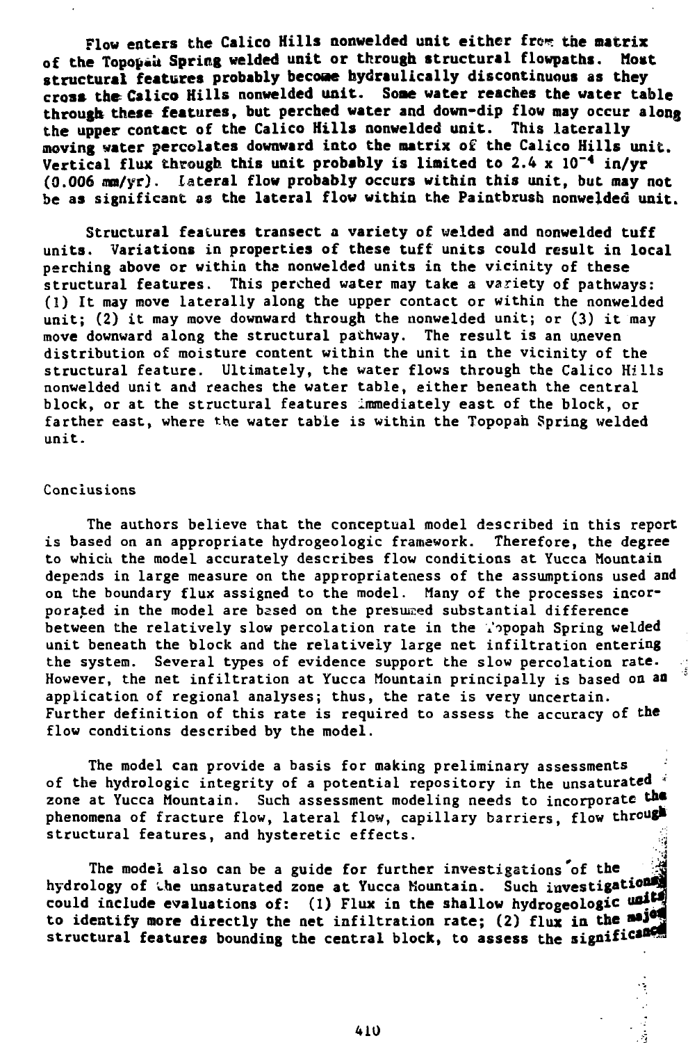Flow enters the Calico Hills nonwelded unit either from the matrix of the Topopah Spring welded unit or through structural flowpaths. Most structural features probably become hydraulically discontinuous as they cross the Calico Hills nonwelded unit. Some water reaches the water table through these features, but perched water and down-dip flow may occur along the upper contact of the Calico Hills nonwelded unit. This laterally moving water percolates downward into the matrix of the Calico Hills unit. Vertical flux through this unit probably is limited to $2.4 \times 10^{-4}$ in/yr (0.006 mm/yr). Lateral flow probably occurs within this unit, but may not be as significant as the lateral flow within the Paintbrush nonwelded unit.

Structural features transect a variety of welded and nonwelded tuff units. Variations in properties of these tuff units could result in local perching above or within the nonwelded units in the vicinity of these structural features. This perched water may take a variety of pathways: (1) It may move laterally along the upper contact or within the nonwelded unit; (2) it may move downward through the nonwelded unit; or (3) it may move downward along the structural pathway. The result is an uneven distribution of moisture content within the unit in the vicinity of the structural feature. Ultimately, the water flows through the Calico Hills nonwelded unit and reaches the water table, either beneath the central block, or at the structural features immediately east of the block, or farther east, where the water table is within the Topopah Spring welded unit.

## Conclusions

The authors believe that the conceptual model described in this report is based on an appropriate hydrogeologic framework. Therefore, the degree to which the model accurately describes flow conditions at Yucca Mountain depends in large measure on the appropriateness of the assumptions used and on the boundary flux assigned to the model. Many of the processes incorporated in the model are based on the presumed substantial difference between the relatively slow percolation rate in the Topopah Spring welded unit beneath the block and the relatively large net infiltration entering the system. Several types of evidence support the slow percolation rate. However, the net infiltration at Yucca Mountain principally is based on an application of regional analyses; thus, the rate is very uncertain. Further definition of this rate is required to assess the accuracy of the flow conditions described by the model.

The model can provide a basis for making preliminary assessments of the hydrologic integrity of a potential repository in the unsaturated zone at Yucca Mountain. Such assessment modeling needs to incorporate the phenomena of fracture flow, lateral flow, capillary barriers, flow through structural features, and hysteretic effects.

The model also can be a guide for further investigations of the hydrology of the unsaturated zone at Yucca Mountain. Such investigations could include evaluations of: (1) Flux in the shallow hydrogeologic units to identify more directly the net infiltration rate; (2) flux in the major structural features bounding the central block, to assess the significance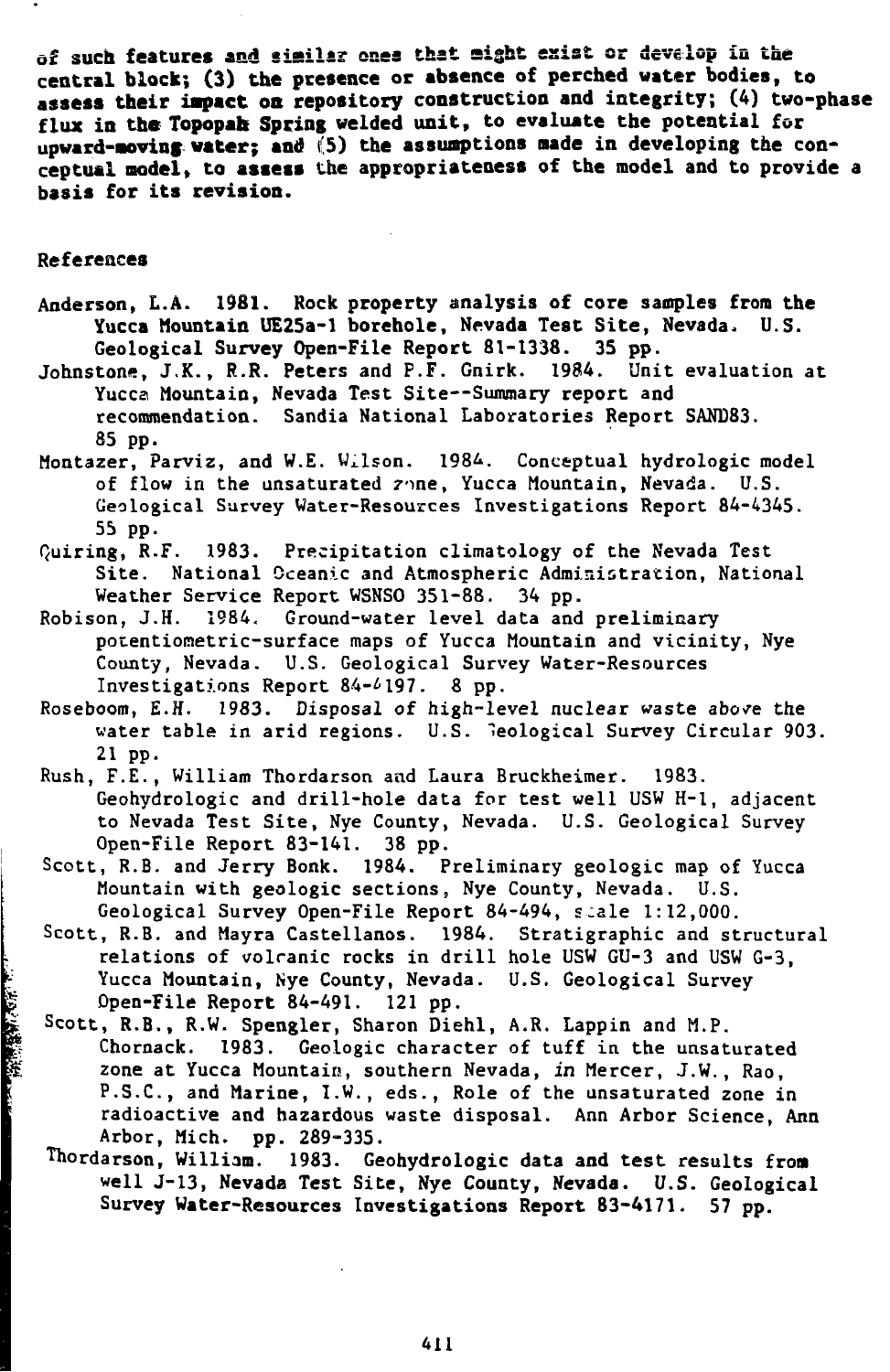of such features and similar ones that might exist or develop in the central block; (3) the presence or absence of perched water bodies, to assess their impact on repository construction and integrity; (4) two-phase flux in the Topopah Spring welded unit, to evaluate the potential for upward-moving water; and (5) the assumptions made in developing the conceptual model, to assess the appropriateness of the model and to provide a basis for its revision.

## References

Anderson, L.A. 1981. Rock property analysis of core samples from the Yucca Mountain UE25a-1 borehole, Nevada Test Site, Nevada. U.S. Geological Survey Open-File Report 81-1338. 35 pp.

Johnstone, J.K., R.R. Peters and P.F. Gnirk. 1984. Unit evaluation at Yucca Mountain, Nevada Test Site--Summary report and recommendation. Sandia National Laboratories Report SAND83. 85 pp.

Montazer, Parviz, and W.E. Wilson. 1984. Conceptual hydrologic model of flow in the unsaturated zone, Yucca Mountain, Nevada. U.S. Geological Survey Water-Resources Investigations Report 84-4345. 55 pp.

Quiring, R.F. 1983. Precipitation climatology of the Nevada Test Site. National Oceanic and Atmospheric Administration, National Weather Service Report WSNSO 351-88. 34 pp.

Robison, J.H. 1984. Ground-water level data and preliminary potentiometric-surface maps of Yucca Mountain and vicinity, Nye County, Nevada. U.S. Geological Survey Water-Resources Investigations Report 84-4197. 8 pp.

Roseboom, E.H. 1983. Disposal of high-level nuclear waste above the water table in arid regions. U.S. Geological Survey Circular 903. 21 pp.

Rush, F.E., William Thordarson and Laura Bruckheimer. 1983. Geohydrologic and drill-hole data for test well USW H-1, adjacent to Nevada Test Site, Nye County, Nevada. U.S. Geological Survey Open-File Report 83-141. 38 pp.

Scott, R.B. and Jerry Bonk. 1984. Preliminary geologic map of Yucca Mountain with geologic sections, Nye County, Nevada. U.S. Geological Survey Open-File Report 84-494, scale 1:12,000.

Scott, R.B. and Mayra Castellanos. 1984. Stratigraphic and structural relations of volcanic rocks in drill hole USW GU-3 and USW G-3, Yucca Mountain, Nye County, Nevada. U.S. Geological Survey Open-File Report 84-491. 121 pp.

Scott, R.B., R.W. Spengler, Sharon Diehl, A.R. Lappin and M.P. Chornack. 1983. Geologic character of tuff in the unsaturated zone at Yucca Mountain, southern Nevada, *in* Mercer, J.W., Rao, P.S.C., and Marine, I.W., eds., Role of the unsaturated zone in radioactive and hazardous waste disposal. Ann Arbor Science, Ann Arbor, Mich. pp. 289-335.

Thordarson, William. 1983. Geohydrologic data and test results from well J-13, Nevada Test Site, Nye County, Nevada. U.S. Geological Survey Water-Resources Investigations Report 83-4171. 57 pp.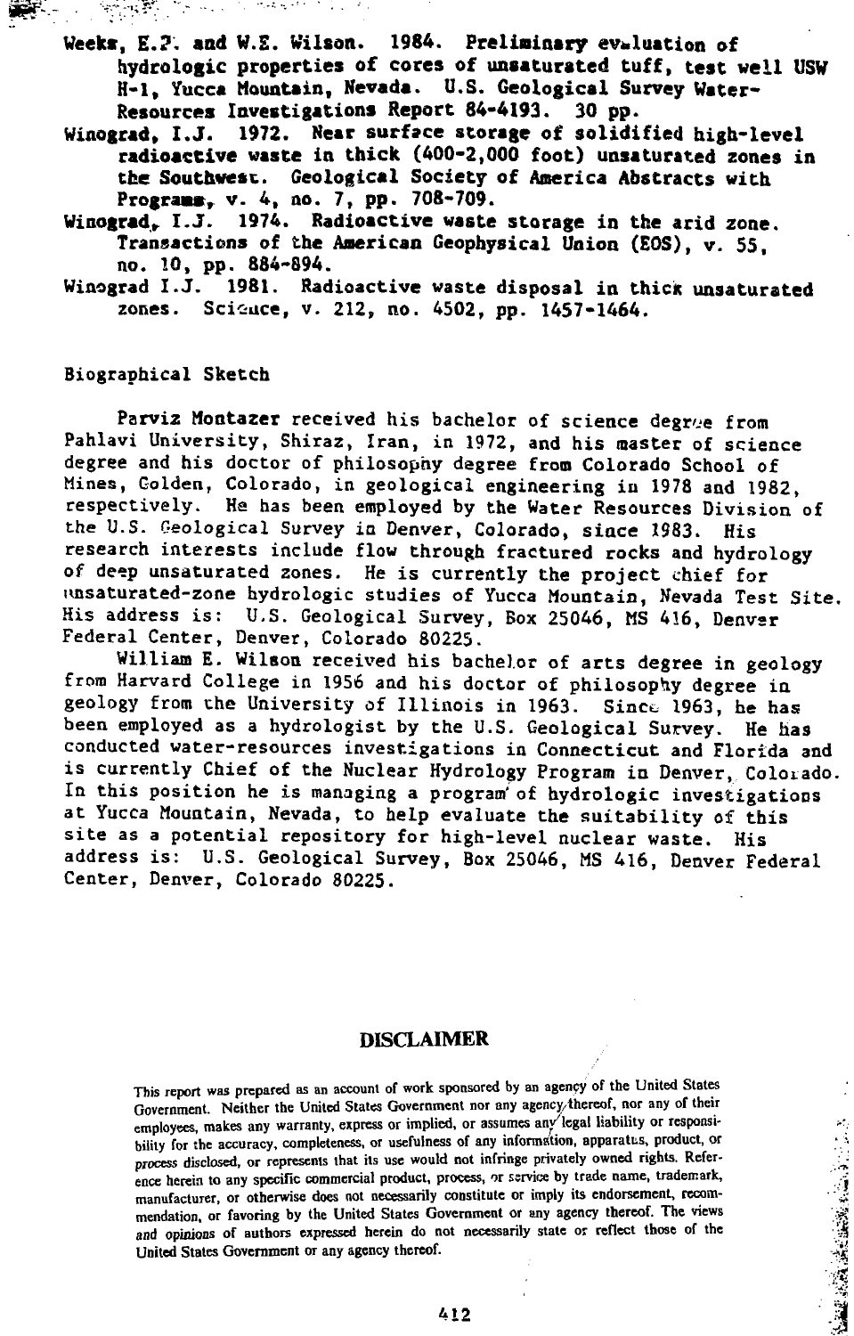Weeks, E.P. and W.E. Wilson. 1984. Preliminary evaluation of hydrologic properties of cores of unsaturated tuff, test well USW H-1, Yucca Mountain, Nevada. U.S. Geological Survey Water-Resources Investigations Report 84-4193. 30 pp.

Winograd, I.J. 1972. Near surface storage of solidified high-level radioactive waste in thick (400-2,000 foot) unsaturated zones in the Southwest. Geological Society of America Abstracts with Programs, v. 4, no. 7, pp. 708-709.

Winograd, I.J. 1974. Radioactive waste storage in the arid zone. Transactions of the American Geophysical Union (EOS), v. 55, no. 10, pp. 884-894.

Winograd I.J. 1981. Radioactive waste disposal in thick unsaturated zones. Science, v. 212, no. 4502, pp. 1457-1464.

## Biographical Sketch

Parviz Montazer received his bachelor of science degree from Pahlavi University, Shiraz, Iran, in 1972, and his master of science degree and his doctor of philosophy degree from Colorado School of Mines, Golden, Colorado, in geological engineering in 1978 and 1982, respectively. He has been employed by the Water Resources Division of the U.S. Geological Survey in Denver, Colorado, since 1983. His research interests include flow through fractured rocks and hydrology of deep unsaturated zones. He is currently the project chief for unsaturated-zone hydrologic studies of Yucca Mountain, Nevada Test Site. His address is: U.S. Geological Survey, Box 25046, MS 416, Denver Federal Center, Denver, Colorado 80225.

William E. Wilson received his bachelor of arts degree in geology from Harvard College in 1956 and his doctor of philosophy degree in geology from the University of Illinois in 1963. Since 1963, he has been employed as a hydrologist by the U.S. Geological Survey. He has conducted water-resources investigations in Connecticut and Florida and is currently Chief of the Nuclear Hydrology Program in Denver, Colorado. In this position he is managing a program of hydrologic investigations at Yucca Mountain, Nevada, to help evaluate the suitability of this site as a potential repository for high-level nuclear waste. His address is: U.S. Geological Survey, Box 25046, MS 416, Denver Federal Center, Denver, Colorado 80225.

## DISCLAIMER

This report was prepared as an account of work sponsored by an agency of the United States Government. Neither the United States Government nor any agency thereof, nor any of their employees, makes any warranty, express or implied, or assumes any legal liability or responsibility for the accuracy, completeness, or usefulness of any information, apparatus, product, or process disclosed, or represents that its use would not infringe privately owned rights. Reference herein to any specific commercial product, process, or service by trade name, trademark, manufacturer, or otherwise does not necessarily constitute or imply its endorsement, recommendation, or favoring by the United States Government or any agency thereof. The views and opinions of authors expressed herein do not necessarily state or reflect those of the United States Government or any agency thereof.